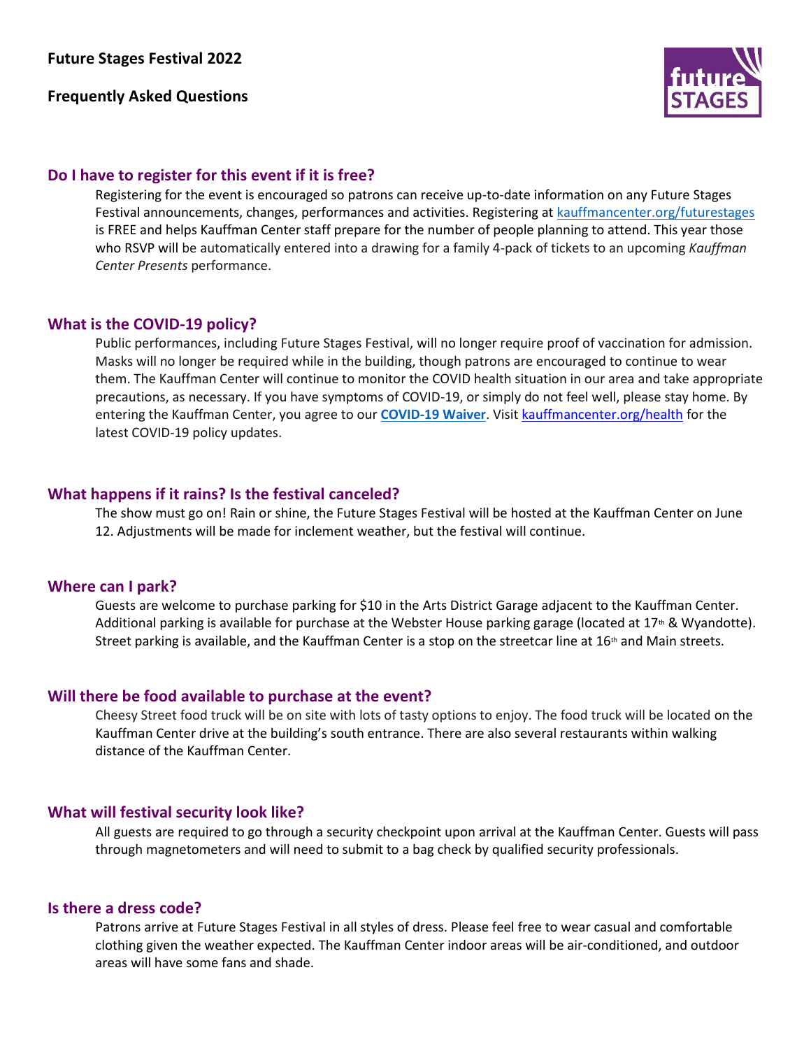# Future Stages Festival 2022

## Frequently Asked Questions

### Do I have to register for this event if it is free?

Registering for the event is encouraged so patrons can receive up-to-date information on any Future Stages Festival announcements, changes, performances and activities. Registering at kauffmancenter.org/futurestages is FREE and helps Kauffman Center staff prepare for the number of people planning to attend. This year those who RSVP will be automatically entered into a drawing for a family 4-pack of tickets to an upcoming *Kauffman Center Presents* performance.

### What is the COVID-19 policy?

Public performances, including Future Stages Festival, will no longer require proof of vaccination for admission. Masks will no longer be required while in the building, though patrons are encouraged to continue to wear them. The Kauffman Center will continue to monitor the COVID health situation in our area and take appropriate precautions, as necessary. If you have symptoms of COVID-19, or simply do not feel well, please stay home. By entering the Kauffman Center, you agree to our **COVID-19 Waiver**. Visit kauffmancenter.org/health for the latest COVID-19 policy updates.

### What happens if it rains? Is the festival canceled?

The show must go on! Rain or shine, the Future Stages Festival will be hosted at the Kauffman Center on June 12. Adjustments will be made for inclement weather, but the festival will continue.

### Where can I park?

Guests are welcome to purchase parking for $10 in the Arts District Garage adjacent to the Kauffman Center. Additional parking is available for purchase at the Webster House parking garage (located at 17th & Wyandotte). Street parking is available, and the Kauffman Center is a stop on the streetcar line at 16th and Main streets.

### Will there be food available to purchase at the event?

Cheesy Street food truck will be on site with lots of tasty options to enjoy. The food truck will be located on the Kauffman Center drive at the building's south entrance. There are also several restaurants within walking distance of the Kauffman Center.

### What will festival security look like?

All guests are required to go through a security checkpoint upon arrival at the Kauffman Center. Guests will pass through magnetometers and will need to submit to a bag check by qualified security professionals.

### Is there a dress code?

Patrons arrive at Future Stages Festival in all styles of dress. Please feel free to wear casual and comfortable clothing given the weather expected. The Kauffman Center indoor areas will be air-conditioned, and outdoor areas will have some fans and shade.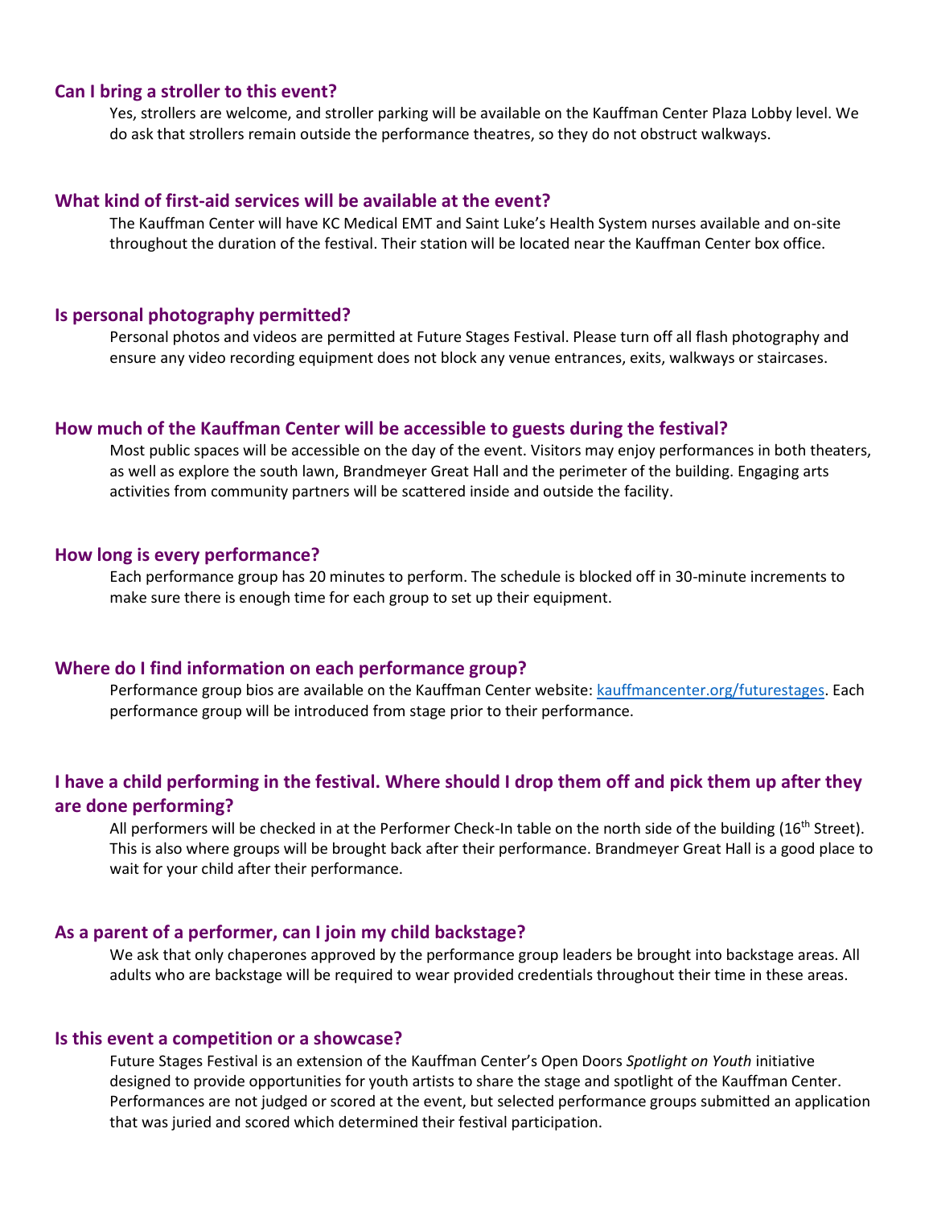### Can I bring a stroller to this event?

Yes, strollers are welcome, and stroller parking will be available on the Kauffman Center Plaza Lobby level. We do ask that strollers remain outside the performance theatres, so they do not obstruct walkways.

### What kind of first-aid services will be available at the event?

The Kauffman Center will have KC Medical EMT and Saint Luke's Health System nurses available and on-site throughout the duration of the festival. Their station will be located near the Kauffman Center box office.

### Is personal photography permitted?

Personal photos and videos are permitted at Future Stages Festival. Please turn off all flash photography and ensure any video recording equipment does not block any venue entrances, exits, walkways or staircases.

### How much of the Kauffman Center will be accessible to guests during the festival?

Most public spaces will be accessible on the day of the event. Visitors may enjoy performances in both theaters, as well as explore the south lawn, Brandmeyer Great Hall and the perimeter of the building. Engaging arts activities from community partners will be scattered inside and outside the facility.

### How long is every performance?

Each performance group has 20 minutes to perform. The schedule is blocked off in 30-minute increments to make sure there is enough time for each group to set up their equipment.

### Where do I find information on each performance group?

Performance group bios are available on the Kauffman Center website: [kauffmancenter.org/futurestages](kauffmancenter.org/futurestages). Each performance group will be introduced from stage prior to their performance.

### I have a child performing in the festival. Where should I drop them off and pick them up after they are done performing?

All performers will be checked in at the Performer Check-In table on the north side of the building (16th Street). This is also where groups will be brought back after their performance. Brandmeyer Great Hall is a good place to wait for your child after their performance.

### As a parent of a performer, can I join my child backstage?

We ask that only chaperones approved by the performance group leaders be brought into backstage areas. All adults who are backstage will be required to wear provided credentials throughout their time in these areas.

### Is this event a competition or a showcase?

Future Stages Festival is an extension of the Kauffman Center's Open Doors *Spotlight on Youth* initiative designed to provide opportunities for youth artists to share the stage and spotlight of the Kauffman Center. Performances are not judged or scored at the event, but selected performance groups submitted an application that was juried and scored which determined their festival participation.